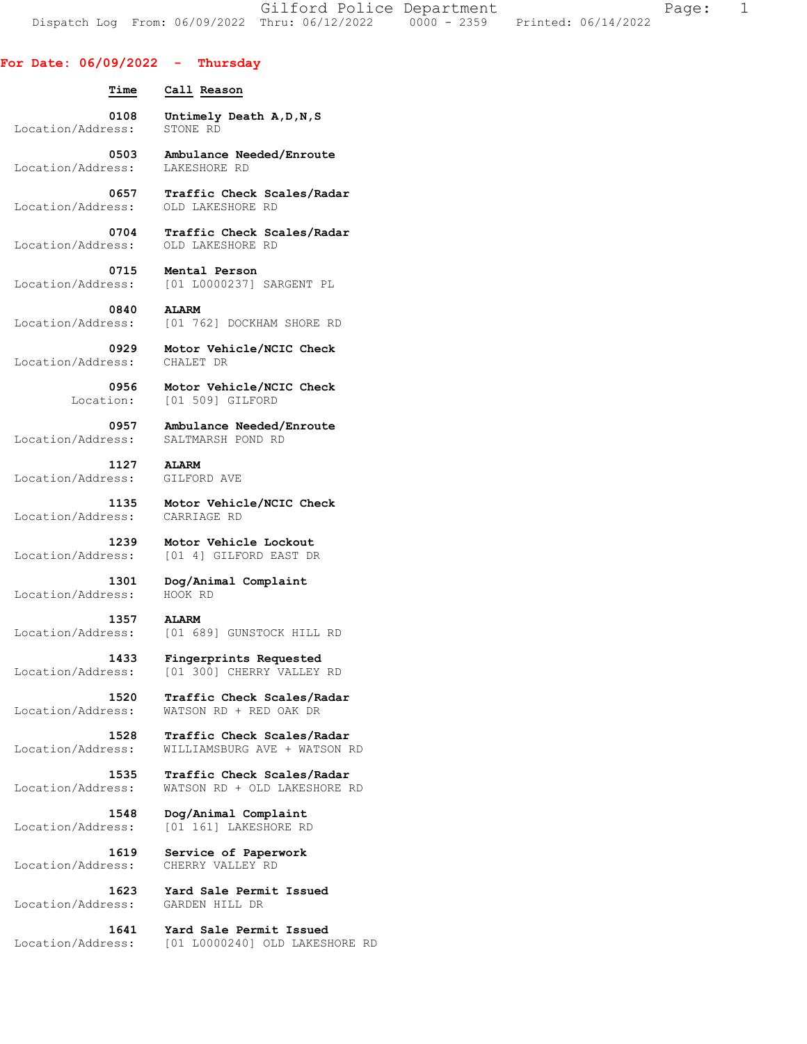# Gilford Police Department

Dispatch Log From: 06/09/2022 Thru: 06/12/2022 0000 - 2359 Printed: 06/14/2022

## For Date: 06/09/2022 - Thursday

| Time | Call Reason |
| --- | --- |
| 0108 | **Untimely Death A,D,N,S** |
| Location/Address: | STONE RD |
| 0503 | **Ambulance Needed/Enroute** |
| Location/Address: | LAKESHORE RD |
| 0657 | **Traffic Check Scales/Radar** |
| Location/Address: | OLD LAKESHORE RD |
| 0704 | **Traffic Check Scales/Radar** |
| Location/Address: | OLD LAKESHORE RD |
| 0715 | **Mental Person** |
| Location/Address: | [01 L0000237] SARGENT PL |
| 0840 | **ALARM** |
| Location/Address: | [01 762] DOCKHAM SHORE RD |
| 0929 | **Motor Vehicle/NCIC Check** |
| Location/Address: | CHALET DR |
| 0956 | **Motor Vehicle/NCIC Check** |
| Location: | [01 509] GILFORD |
| 0957 | **Ambulance Needed/Enroute** |
| Location/Address: | SALTMARSH POND RD |
| 1127 | **ALARM** |
| Location/Address: | GILFORD AVE |
| 1135 | **Motor Vehicle/NCIC Check** |
| Location/Address: | CARRIAGE RD |
| 1239 | **Motor Vehicle Lockout** |
| Location/Address: | [01 4] GILFORD EAST DR |
| 1301 | **Dog/Animal Complaint** |
| Location/Address: | HOOK RD |
| 1357 | **ALARM** |
| Location/Address: | [01 689] GUNSTOCK HILL RD |
| 1433 | **Fingerprints Requested** |
| Location/Address: | [01 300] CHERRY VALLEY RD |
| 1520 | **Traffic Check Scales/Radar** |
| Location/Address: | WATSON RD + RED OAK DR |
| 1528 | **Traffic Check Scales/Radar** |
| Location/Address: | WILLIAMSBURG AVE + WATSON RD |
| 1535 | **Traffic Check Scales/Radar** |
| Location/Address: | WATSON RD + OLD LAKESHORE RD |
| 1548 | **Dog/Animal Complaint** |
| Location/Address: | [01 161] LAKESHORE RD |
| 1619 | **Service of Paperwork** |
| Location/Address: | CHERRY VALLEY RD |
| 1623 | **Yard Sale Permit Issued** |
| Location/Address: | GARDEN HILL DR |
| 1641 | **Yard Sale Permit Issued** |
| Location/Address: | [01 L0000240] OLD LAKESHORE RD |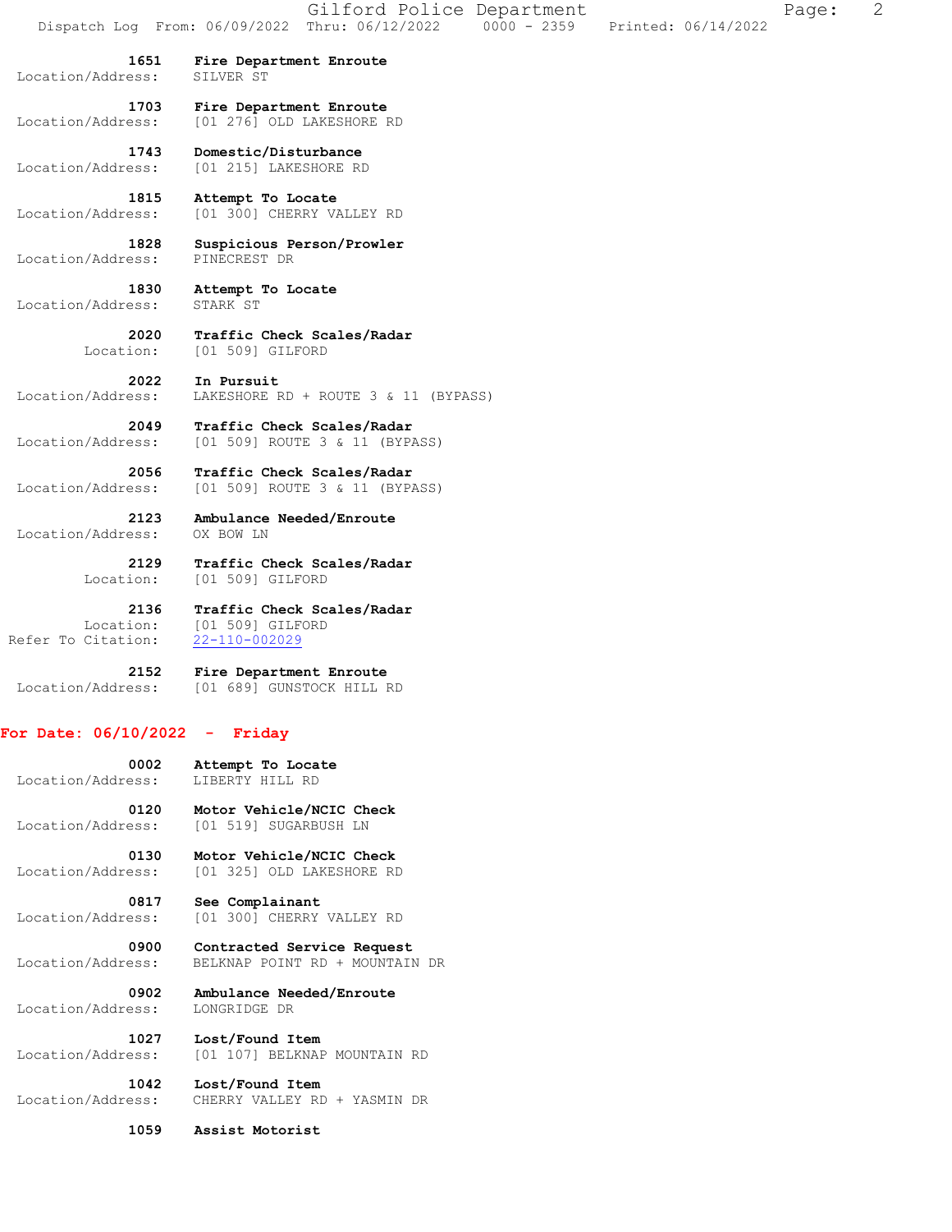**1651** **Fire Department Enroute**
Location/Address: SILVER ST

**1703** **Fire Department Enroute**
Location/Address: [01 276] OLD LAKESHORE RD

**1743** **Domestic/Disturbance**
Location/Address: [01 215] LAKESHORE RD

**1815** **Attempt To Locate**
Location/Address: [01 300] CHERRY VALLEY RD

**1828** **Suspicious Person/Prowler**
Location/Address: PINECREST DR

**1830** **Attempt To Locate**
Location/Address: STARK ST

**2020** **Traffic Check Scales/Radar**
Location: [01 509] GILFORD

**2022** **In Pursuit**
Location/Address: LAKESHORE RD + ROUTE 3 & 11 (BYPASS)

**2049** **Traffic Check Scales/Radar**
Location/Address: [01 509] ROUTE 3 & 11 (BYPASS)

**2056** **Traffic Check Scales/Radar**
Location/Address: [01 509] ROUTE 3 & 11 (BYPASS)

**2123** **Ambulance Needed/Enroute**
Location/Address: OX BOW LN

**2129** **Traffic Check Scales/Radar**
Location: [01 509] GILFORD

**2136** **Traffic Check Scales/Radar**
Location: [01 509] GILFORD
Refer To Citation: 22-110-002029

**2152** **Fire Department Enroute**
Location/Address: [01 689] GUNSTOCK HILL RD

## For Date: 06/10/2022 - Friday

**0002** **Attempt To Locate**
Location/Address: LIBERTY HILL RD

**0120** **Motor Vehicle/NCIC Check**
Location/Address: [01 519] SUGARBUSH LN

**0130** **Motor Vehicle/NCIC Check**
Location/Address: [01 325] OLD LAKESHORE RD

**0817** **See Complainant**
Location/Address: [01 300] CHERRY VALLEY RD

**0900** **Contracted Service Request**
Location/Address: BELKNAP POINT RD + MOUNTAIN DR

**0902** **Ambulance Needed/Enroute**
Location/Address: LONGRIDGE DR

**1027** **Lost/Found Item**
Location/Address: [01 107] BELKNAP MOUNTAIN RD

**1042** **Lost/Found Item**
Location/Address: CHERRY VALLEY RD + YASMIN DR

**1059** **Assist Motorist**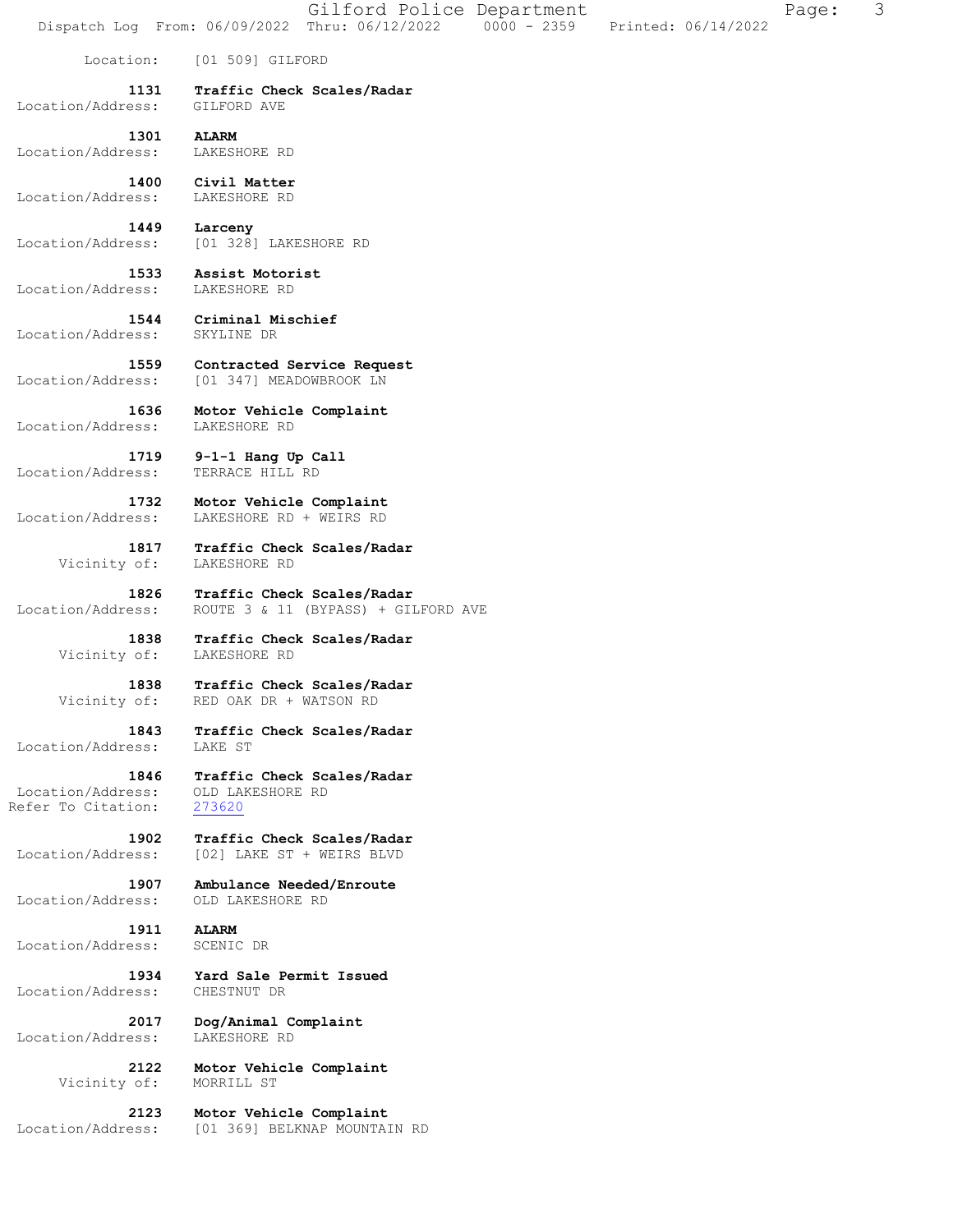Location: [01 509] GILFORD

**1131 Traffic Check Scales/Radar**
Location/Address: GILFORD AVE

**1301 ALARM**
Location/Address: LAKESHORE RD

**1400 Civil Matter**
Location/Address: LAKESHORE RD

**1449 Larceny**
Location/Address: [01 328] LAKESHORE RD

**1533 Assist Motorist**
Location/Address: LAKESHORE RD

**1544 Criminal Mischief**
Location/Address: SKYLINE DR

**1559 Contracted Service Request**
Location/Address: [01 347] MEADOWBROOK LN

**1636 Motor Vehicle Complaint**
Location/Address: LAKESHORE RD

**1719 9-1-1 Hang Up Call**
Location/Address: TERRACE HILL RD

**1732 Motor Vehicle Complaint**
Location/Address: LAKESHORE RD + WEIRS RD

**1817 Traffic Check Scales/Radar**
Vicinity of: LAKESHORE RD

**1826 Traffic Check Scales/Radar**
Location/Address: ROUTE 3 & 11 (BYPASS) + GILFORD AVE

**1838 Traffic Check Scales/Radar**
Vicinity of: LAKESHORE RD

**1838 Traffic Check Scales/Radar**
Vicinity of: RED OAK DR + WATSON RD

**1843 Traffic Check Scales/Radar**
Location/Address: LAKE ST

**1846 Traffic Check Scales/Radar**
Location/Address: OLD LAKESHORE RD
Refer To Citation: 273620

**1902 Traffic Check Scales/Radar**
Location/Address: [02] LAKE ST + WEIRS BLVD

**1907 Ambulance Needed/Enroute**
Location/Address: OLD LAKESHORE RD

**1911 ALARM**
Location/Address: SCENIC DR

**1934 Yard Sale Permit Issued**
Location/Address: CHESTNUT DR

**2017 Dog/Animal Complaint**
Location/Address: LAKESHORE RD

**2122 Motor Vehicle Complaint**
Vicinity of: MORRILL ST

**2123 Motor Vehicle Complaint**
Location/Address: [01 369] BELKNAP MOUNTAIN RD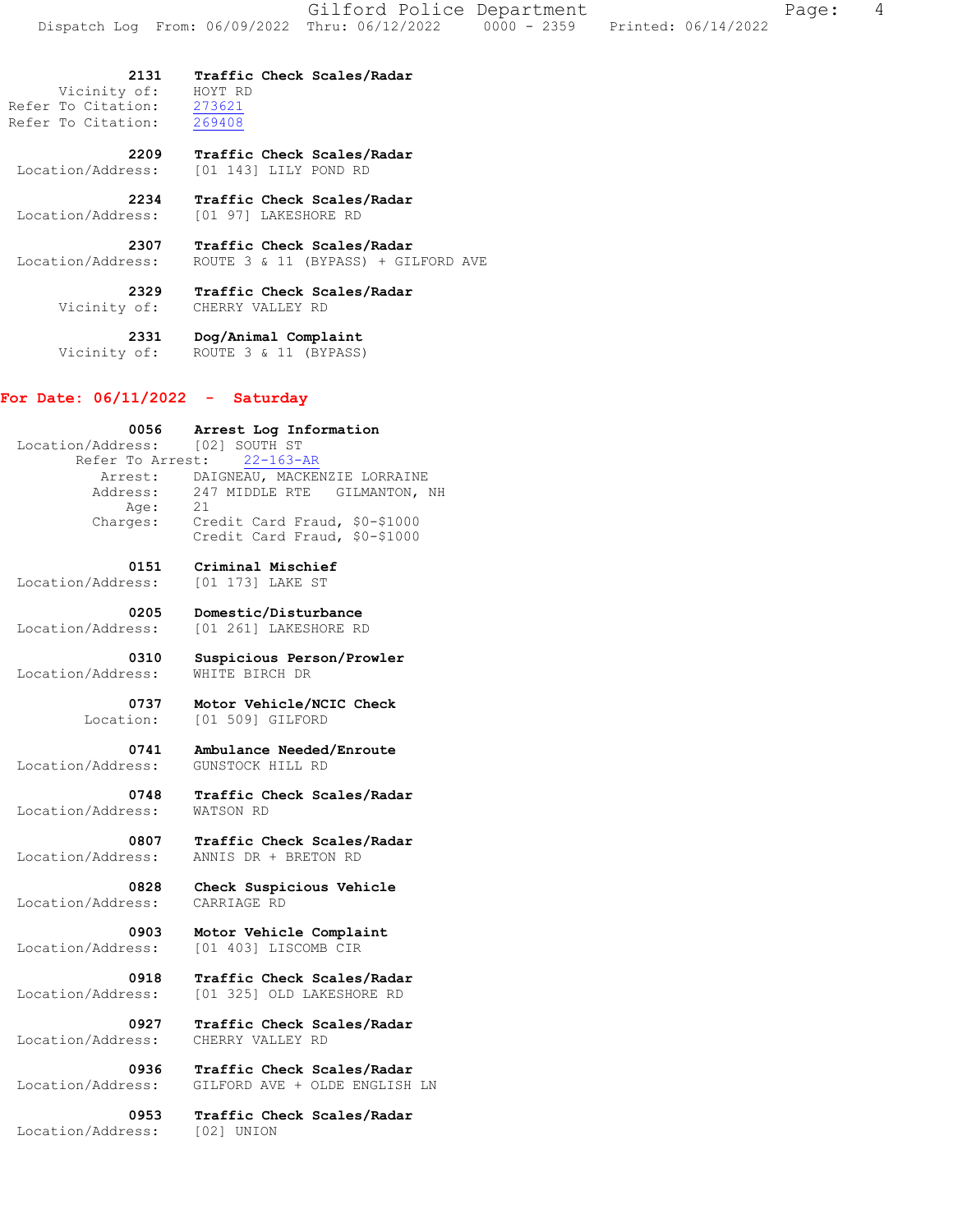**2131 Traffic Check Scales/Radar**
Vicinity of: HOYT RD
Refer To Citation: 273621
Refer To Citation: 269408

**2209 Traffic Check Scales/Radar**
Location/Address: [01 143] LILY POND RD

**2234 Traffic Check Scales/Radar**
Location/Address: [01 97] LAKESHORE RD

**2307 Traffic Check Scales/Radar**
Location/Address: ROUTE 3 & 11 (BYPASS) + GILFORD AVE

**2329 Traffic Check Scales/Radar**
Vicinity of: CHERRY VALLEY RD

**2331 Dog/Animal Complaint**
Vicinity of: ROUTE 3 & 11 (BYPASS)

## For Date: 06/11/2022 - Saturday

**0056 Arrest Log Information**
Location/Address: [02] SOUTH ST
Refer To Arrest: 22-163-AR
Arrest: DAIGNEAU, MACKENZIE LORRAINE
Address: 247 MIDDLE RTE GILMANTON, NH
Age: 21
Charges: Credit Card Fraud, $0-$1000
Credit Card Fraud, $0-$1000

**0151 Criminal Mischief**
Location/Address: [01 173] LAKE ST

**0205 Domestic/Disturbance**
Location/Address: [01 261] LAKESHORE RD

**0310 Suspicious Person/Prowler**
Location/Address: WHITE BIRCH DR

**0737 Motor Vehicle/NCIC Check**
Location: [01 509] GILFORD

**0741 Ambulance Needed/Enroute**
Location/Address: GUNSTOCK HILL RD

**0748 Traffic Check Scales/Radar**
Location/Address: WATSON RD

**0807 Traffic Check Scales/Radar**
Location/Address: ANNIS DR + BRETON RD

**0828 Check Suspicious Vehicle**
Location/Address: CARRIAGE RD

**0903 Motor Vehicle Complaint**
Location/Address: [01 403] LISCOMB CIR

**0918 Traffic Check Scales/Radar**
Location/Address: [01 325] OLD LAKESHORE RD

**0927 Traffic Check Scales/Radar**
Location/Address: CHERRY VALLEY RD

**0936 Traffic Check Scales/Radar**
Location/Address: GILFORD AVE + OLDE ENGLISH LN

**0953 Traffic Check Scales/Radar**
Location/Address: [02] UNION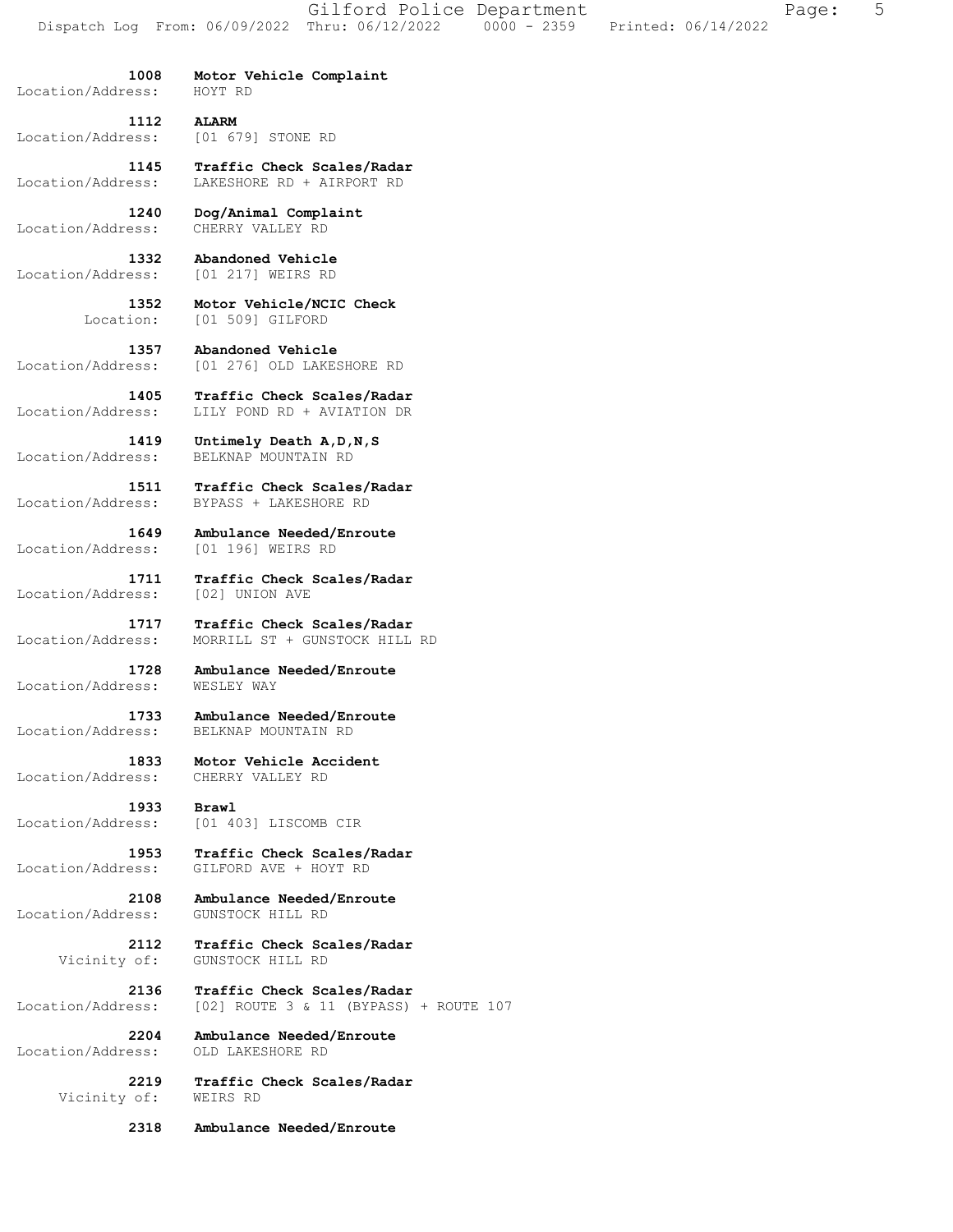**1008** **Motor Vehicle Complaint**
Location/Address: HOYT RD

**1112** **ALARM**
Location/Address: [01 679] STONE RD

**1145** **Traffic Check Scales/Radar**
Location/Address: LAKESHORE RD + AIRPORT RD

**1240** **Dog/Animal Complaint**
Location/Address: CHERRY VALLEY RD

**1332** **Abandoned Vehicle**
Location/Address: [01 217] WEIRS RD

**1352** **Motor Vehicle/NCIC Check**
Location: [01 509] GILFORD

**1357** **Abandoned Vehicle**
Location/Address: [01 276] OLD LAKESHORE RD

**1405** **Traffic Check Scales/Radar**
Location/Address: LILY POND RD + AVIATION DR

**1419** **Untimely Death A,D,N,S**
Location/Address: BELKNAP MOUNTAIN RD

**1511** **Traffic Check Scales/Radar**
Location/Address: BYPASS + LAKESHORE RD

**1649** **Ambulance Needed/Enroute**
Location/Address: [01 196] WEIRS RD

**1711** **Traffic Check Scales/Radar**
Location/Address: [02] UNION AVE

**1717** **Traffic Check Scales/Radar**
Location/Address: MORRILL ST + GUNSTOCK HILL RD

**1728** **Ambulance Needed/Enroute**
Location/Address: WESLEY WAY

**1733** **Ambulance Needed/Enroute**
Location/Address: BELKNAP MOUNTAIN RD

**1833** **Motor Vehicle Accident**
Location/Address: CHERRY VALLEY RD

**1933** **Brawl**
Location/Address: [01 403] LISCOMB CIR

**1953** **Traffic Check Scales/Radar**
Location/Address: GILFORD AVE + HOYT RD

**2108** **Ambulance Needed/Enroute**
Location/Address: GUNSTOCK HILL RD

**2112** **Traffic Check Scales/Radar**
Vicinity of: GUNSTOCK HILL RD

**2136** **Traffic Check Scales/Radar**
Location/Address: [02] ROUTE 3 & 11 (BYPASS) + ROUTE 107

**2204** **Ambulance Needed/Enroute**
Location/Address: OLD LAKESHORE RD

**2219** **Traffic Check Scales/Radar**
Vicinity of: WEIRS RD

**2318** **Ambulance Needed/Enroute**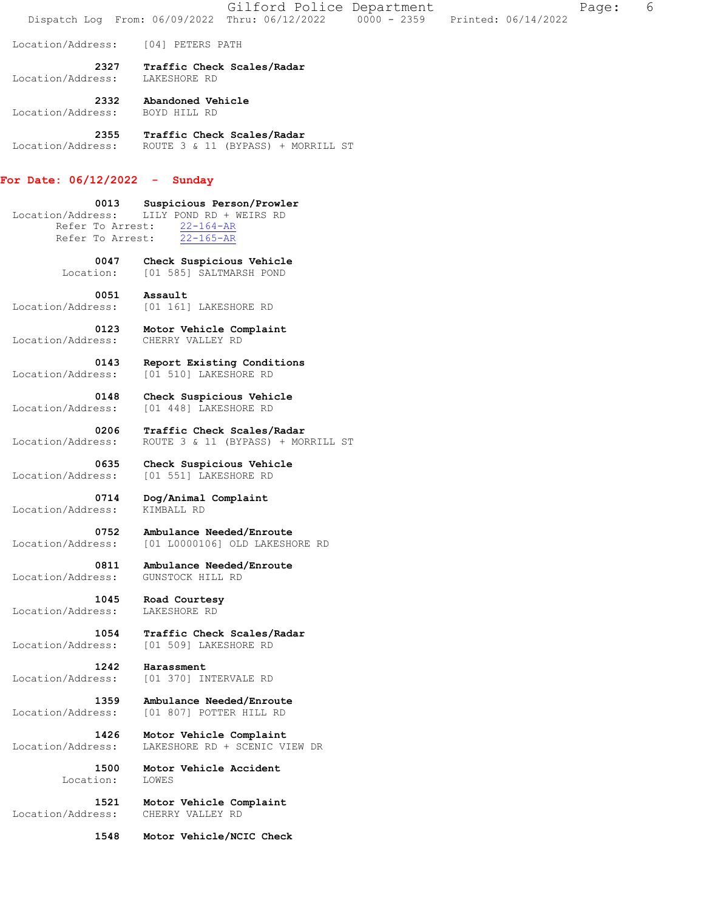Location/Address: [04] PETERS PATH

**2327 Traffic Check Scales/Radar**
Location/Address: LAKESHORE RD

**2332 Abandoned Vehicle**
Location/Address: BOYD HILL RD

**2355 Traffic Check Scales/Radar**
Location/Address: ROUTE 3 & 11 (BYPASS) + MORRILL ST

## For Date: 06/12/2022 - Sunday

**0013 Suspicious Person/Prowler**
Location/Address: LILY POND RD + WEIRS RD
Refer To Arrest: 22-164-AR
Refer To Arrest: 22-165-AR

**0047 Check Suspicious Vehicle**
Location: [01 585] SALTMARSH POND

**0051 Assault**
Location/Address: [01 161] LAKESHORE RD

**0123 Motor Vehicle Complaint**
Location/Address: CHERRY VALLEY RD

**0143 Report Existing Conditions**
Location/Address: [01 510] LAKESHORE RD

**0148 Check Suspicious Vehicle**
Location/Address: [01 448] LAKESHORE RD

**0206 Traffic Check Scales/Radar**
Location/Address: ROUTE 3 & 11 (BYPASS) + MORRILL ST

**0635 Check Suspicious Vehicle**
Location/Address: [01 551] LAKESHORE RD

**0714 Dog/Animal Complaint**
Location/Address: KIMBALL RD

**0752 Ambulance Needed/Enroute**
Location/Address: [01 L0000106] OLD LAKESHORE RD

**0811 Ambulance Needed/Enroute**
Location/Address: GUNSTOCK HILL RD

**1045 Road Courtesy**
Location/Address: LAKESHORE RD

**1054 Traffic Check Scales/Radar**
Location/Address: [01 509] LAKESHORE RD

**1242 Harassment**
Location/Address: [01 370] INTERVALE RD

**1359 Ambulance Needed/Enroute**
Location/Address: [01 807] POTTER HILL RD

**1426 Motor Vehicle Complaint**
Location/Address: LAKESHORE RD + SCENIC VIEW DR

**1500 Motor Vehicle Accident**
Location: LOWES

**1521 Motor Vehicle Complaint**
Location/Address: CHERRY VALLEY RD

**1548 Motor Vehicle/NCIC Check**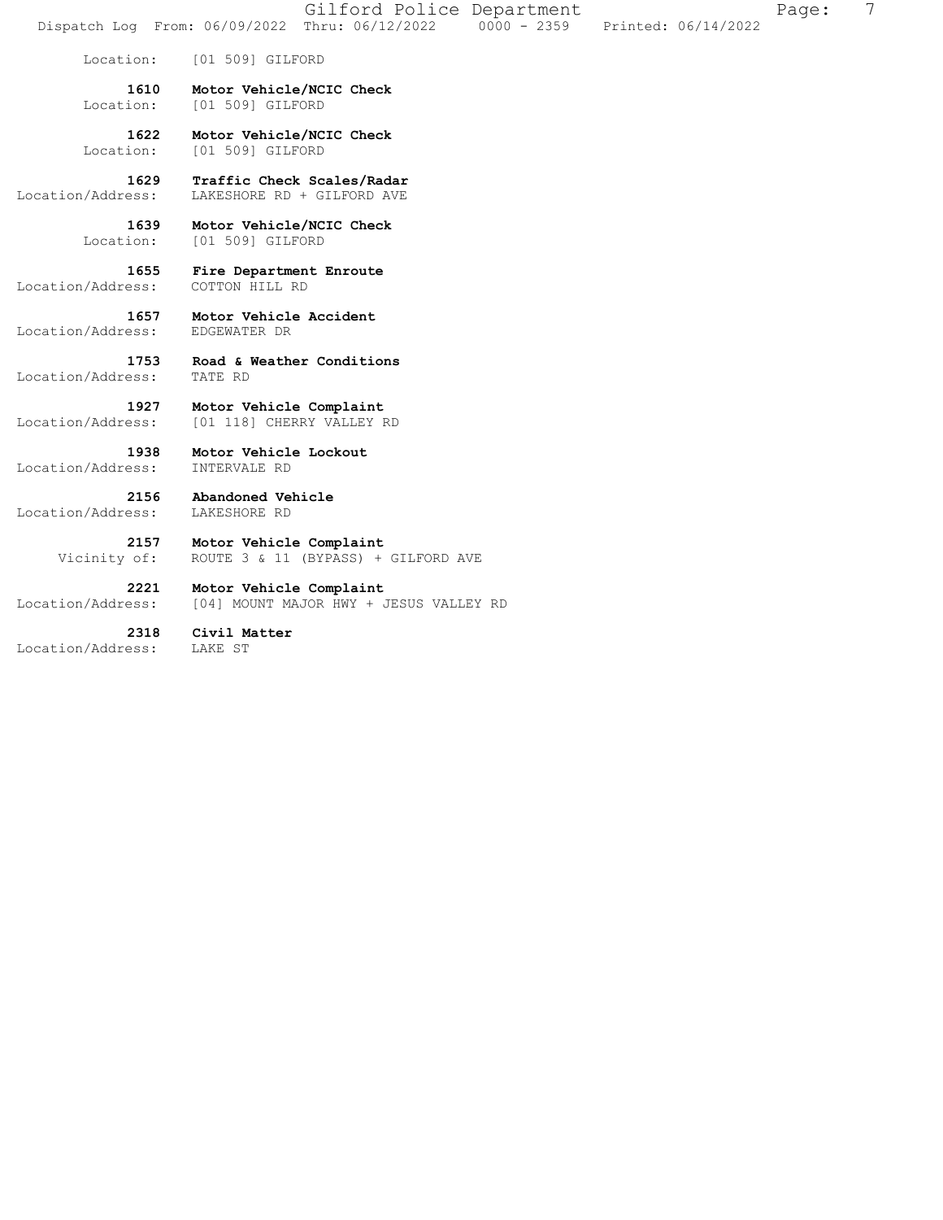Location: [01 509] GILFORD

**1610 Motor Vehicle/NCIC Check**
Location: [01 509] GILFORD

**1622 Motor Vehicle/NCIC Check**
Location: [01 509] GILFORD

**1629 Traffic Check Scales/Radar**
Location/Address: LAKESHORE RD + GILFORD AVE

**1639 Motor Vehicle/NCIC Check**
Location: [01 509] GILFORD

**1655 Fire Department Enroute**
Location/Address: COTTON HILL RD

**1657 Motor Vehicle Accident**
Location/Address: EDGEWATER DR

**1753 Road & Weather Conditions**
Location/Address: TATE RD

**1927 Motor Vehicle Complaint**
Location/Address: [01 118] CHERRY VALLEY RD

**1938 Motor Vehicle Lockout**
Location/Address: INTERVALE RD

**2156 Abandoned Vehicle**
Location/Address: LAKESHORE RD

**2157 Motor Vehicle Complaint**
Vicinity of: ROUTE 3 & 11 (BYPASS) + GILFORD AVE

**2221 Motor Vehicle Complaint**
Location/Address: [04] MOUNT MAJOR HWY + JESUS VALLEY RD

**2318 Civil Matter**
Location/Address: LAKE ST